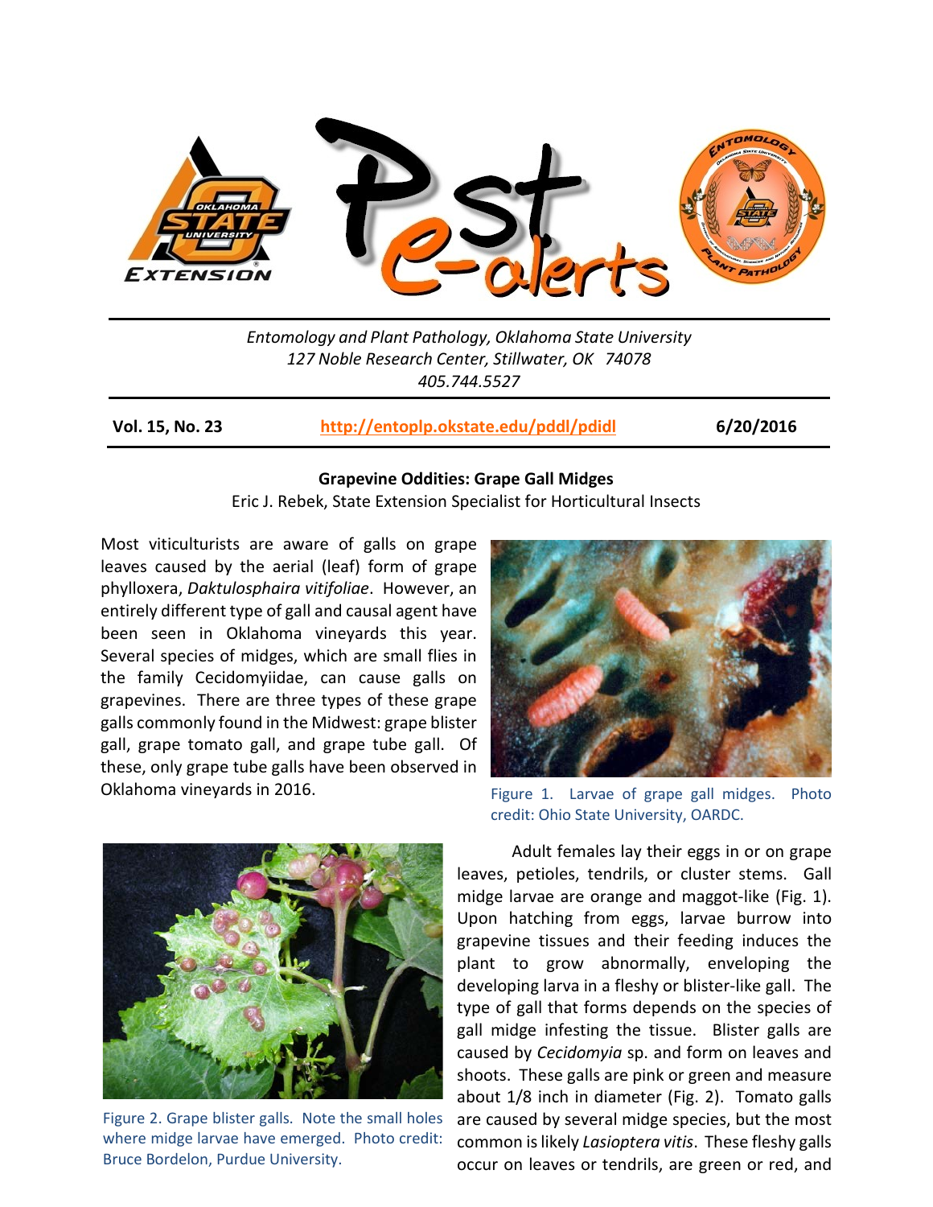Entomology and Plant Pathology, Oklahoma State University
127 Noble Research Center, Stillwater, OK 74078
405.744.5527

**Vol. 15, No. 23** | **http://entoplp.okstate.edu/pddl/pdidl** | **6/20/2016**

## Grapevine Oddities: Grape Gall Midges

Eric J. Rebek, State Extension Specialist for Horticultural Insects

Most viticulturists are aware of galls on grape leaves caused by the aerial (leaf) form of grape phylloxera, *Daktulosphaira vitifoliae*. However, an entirely different type of gall and causal agent have been seen in Oklahoma vineyards this year. Several species of midges, which are small flies in the family Cecidomyiidae, can cause galls on grapevines. There are three types of these grape galls commonly found in the Midwest: grape blister gall, grape tomato gall, and grape tube gall. Of these, only grape tube galls have been observed in Oklahoma vineyards in 2016.

Figure 1. Larvae of grape gall midges. Photo credit: Ohio State University, OARDC.

Figure 2. Grape blister galls. Note the small holes where midge larvae have emerged. Photo credit: Bruce Bordelon, Purdue University.

Adult females lay their eggs in or on grape leaves, petioles, tendrils, or cluster stems. Gall midge larvae are orange and maggot-like (Fig. 1). Upon hatching from eggs, larvae burrow into grapevine tissues and their feeding induces the plant to grow abnormally, enveloping the developing larva in a fleshy or blister-like gall. The type of gall that forms depends on the species of gall midge infesting the tissue. Blister galls are caused by *Cecidomyia* sp. and form on leaves and shoots. These galls are pink or green and measure about 1/8 inch in diameter (Fig. 2). Tomato galls are caused by several midge species, but the most common is likely *Lasioptera vitis*. These fleshy galls occur on leaves or tendrils, are green or red, and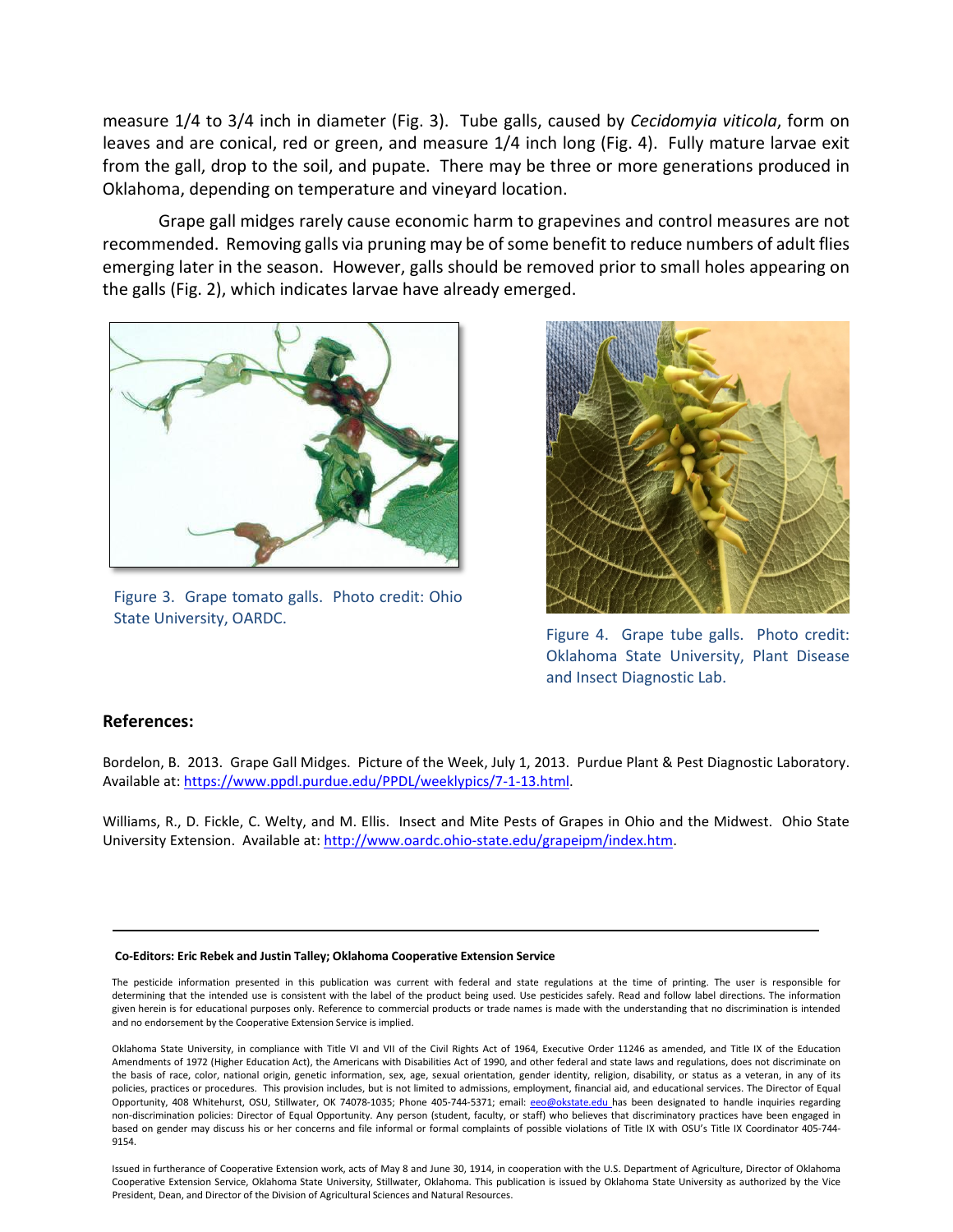measure 1/4 to 3/4 inch in diameter (Fig. 3). Tube galls, caused by *Cecidomyia viticola*, form on leaves and are conical, red or green, and measure 1/4 inch long (Fig. 4). Fully mature larvae exit from the gall, drop to the soil, and pupate. There may be three or more generations produced in Oklahoma, depending on temperature and vineyard location.

Grape gall midges rarely cause economic harm to grapevines and control measures are not recommended. Removing galls via pruning may be of some benefit to reduce numbers of adult flies emerging later in the season. However, galls should be removed prior to small holes appearing on the galls (Fig. 2), which indicates larvae have already emerged.

Figure 3. Grape tomato galls. Photo credit: Ohio State University, OARDC.

Figure 4. Grape tube galls. Photo credit: Oklahoma State University, Plant Disease and Insect Diagnostic Lab.

## References:

Bordelon, B. 2013. Grape Gall Midges. Picture of the Week, July 1, 2013. Purdue Plant & Pest Diagnostic Laboratory. Available at: https://www.ppdl.purdue.edu/PPDL/weeklypics/7-1-13.html.

Williams, R., D. Fickle, C. Welty, and M. Ellis. Insect and Mite Pests of Grapes in Ohio and the Midwest. Ohio State University Extension. Available at: http://www.oardc.ohio-state.edu/grapeipm/index.htm.

---

**Co-Editors: Eric Rebek and Justin Talley; Oklahoma Cooperative Extension Service**

The pesticide information presented in this publication was current with federal and state regulations at the time of printing. The user is responsible for determining that the intended use is consistent with the label of the product being used. Use pesticides safely. Read and follow label directions. The information given herein is for educational purposes only. Reference to commercial products or trade names is made with the understanding that no discrimination is intended and no endorsement by the Cooperative Extension Service is implied.

Oklahoma State University, in compliance with Title VI and VII of the Civil Rights Act of 1964, Executive Order 11246 as amended, and Title IX of the Education Amendments of 1972 (Higher Education Act), the Americans with Disabilities Act of 1990, and other federal and state laws and regulations, does not discriminate on the basis of race, color, national origin, genetic information, sex, age, sexual orientation, gender identity, religion, disability, or status as a veteran, in any of its policies, practices or procedures. This provision includes, but is not limited to admissions, employment, financial aid, and educational services. The Director of Equal Opportunity, 408 Whitehurst, OSU, Stillwater, OK 74078-1035; Phone 405-744-5371; email: eeo@okstate.edu has been designated to handle inquiries regarding non-discrimination policies: Director of Equal Opportunity. Any person (student, faculty, or staff) who believes that discriminatory practices have been engaged in based on gender may discuss his or her concerns and file informal or formal complaints of possible violations of Title IX with OSU's Title IX Coordinator 405-744-9154.

Issued in furtherance of Cooperative Extension work, acts of May 8 and June 30, 1914, in cooperation with the U.S. Department of Agriculture, Director of Oklahoma Cooperative Extension Service, Oklahoma State University, Stillwater, Oklahoma. This publication is issued by Oklahoma State University as authorized by the Vice President, Dean, and Director of the Division of Agricultural Sciences and Natural Resources.